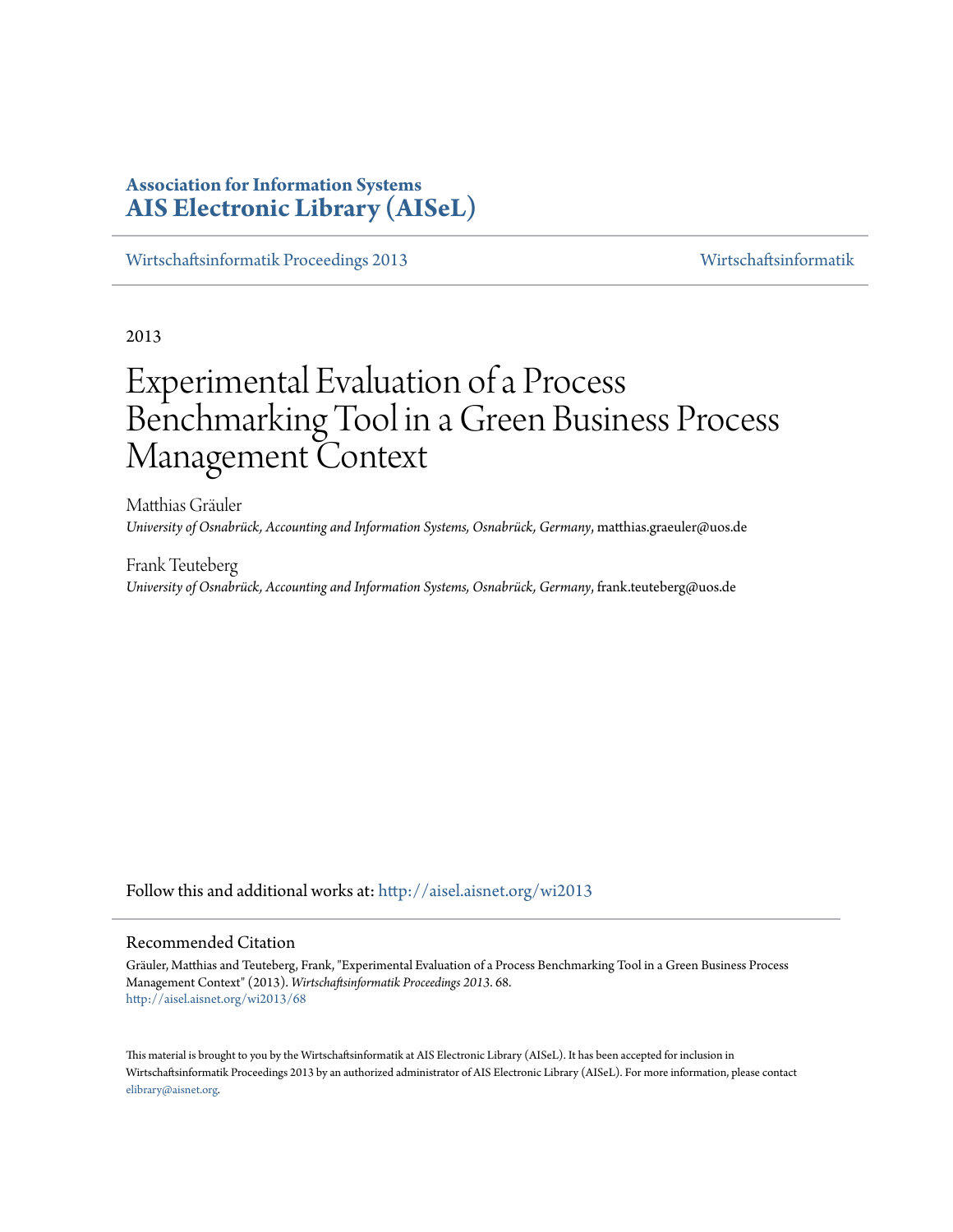**Association for Information Systems**
**AIS Electronic Library (AISeL)**

Wirtschaftsinformatik Proceedings 2013 | Wirtschaftsinformatik

2013

# Experimental Evaluation of a Process Benchmarking Tool in a Green Business Process Management Context

Matthias Gräuler
*University of Osnabrück, Accounting and Information Systems, Osnabrück, Germany*, matthias.graeuler@uos.de

Frank Teuteberg
*University of Osnabrück, Accounting and Information Systems, Osnabrück, Germany*, frank.teuteberg@uos.de

Follow this and additional works at: http://aisel.aisnet.org/wi2013

## Recommended Citation

Gräuler, Matthias and Teuteberg, Frank, "Experimental Evaluation of a Process Benchmarking Tool in a Green Business Process Management Context" (2013). *Wirtschaftsinformatik Proceedings 2013*. 68.
http://aisel.aisnet.org/wi2013/68

This material is brought to you by the Wirtschaftsinformatik at AIS Electronic Library (AISeL). It has been accepted for inclusion in Wirtschaftsinformatik Proceedings 2013 by an authorized administrator of AIS Electronic Library (AISeL). For more information, please contact elibrary@aisnet.org.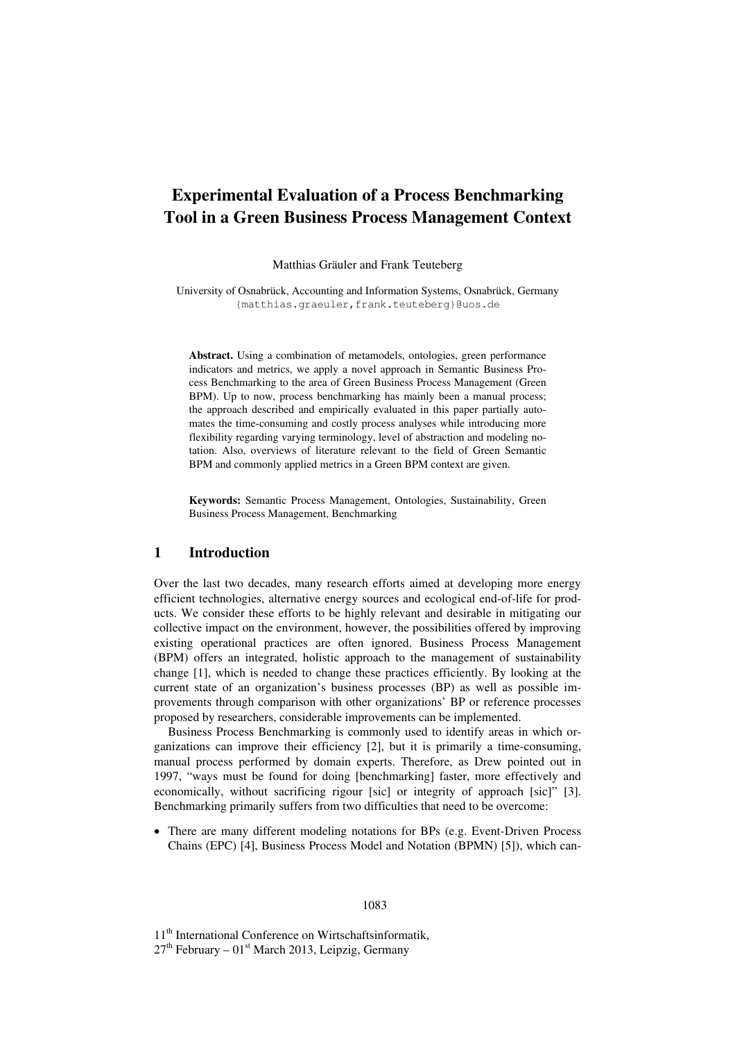# Experimental Evaluation of a Process Benchmarking Tool in a Green Business Process Management Context

Matthias Gräuler and Frank Teuteberg

University of Osnabrück, Accounting and Information Systems, Osnabrück, Germany
{matthias.graeuler,frank.teuteberg}@uos.de

**Abstract.** Using a combination of metamodels, ontologies, green performance indicators and metrics, we apply a novel approach in Semantic Business Process Benchmarking to the area of Green Business Process Management (Green BPM). Up to now, process benchmarking has mainly been a manual process; the approach described and empirically evaluated in this paper partially automates the time-consuming and costly process analyses while introducing more flexibility regarding varying terminology, level of abstraction and modeling notation. Also, overviews of literature relevant to the field of Green Semantic BPM and commonly applied metrics in a Green BPM context are given.

**Keywords:** Semantic Process Management, Ontologies, Sustainability, Green Business Process Management, Benchmarking

## 1 Introduction

Over the last two decades, many research efforts aimed at developing more energy efficient technologies, alternative energy sources and ecological end-of-life for products. We consider these efforts to be highly relevant and desirable in mitigating our collective impact on the environment, however, the possibilities offered by improving existing operational practices are often ignored. Business Process Management (BPM) offers an integrated, holistic approach to the management of sustainability change [1], which is needed to change these practices efficiently. By looking at the current state of an organization's business processes (BP) as well as possible improvements through comparison with other organizations' BP or reference processes proposed by researchers, considerable improvements can be implemented.

Business Process Benchmarking is commonly used to identify areas in which organizations can improve their efficiency [2], but it is primarily a time-consuming, manual process performed by domain experts. Therefore, as Drew pointed out in 1997, "ways must be found for doing [benchmarking] faster, more effectively and economically, without sacrificing rigour [sic] or integrity of approach [sic]" [3]. Benchmarking primarily suffers from two difficulties that need to be overcome:

- There are many different modeling notations for BPs (e.g. Event-Driven Process Chains (EPC) [4], Business Process Model and Notation (BPMN) [5]), which can-

11th International Conference on Wirtschaftsinformatik,
27th February – 01st March 2013, Leipzig, Germany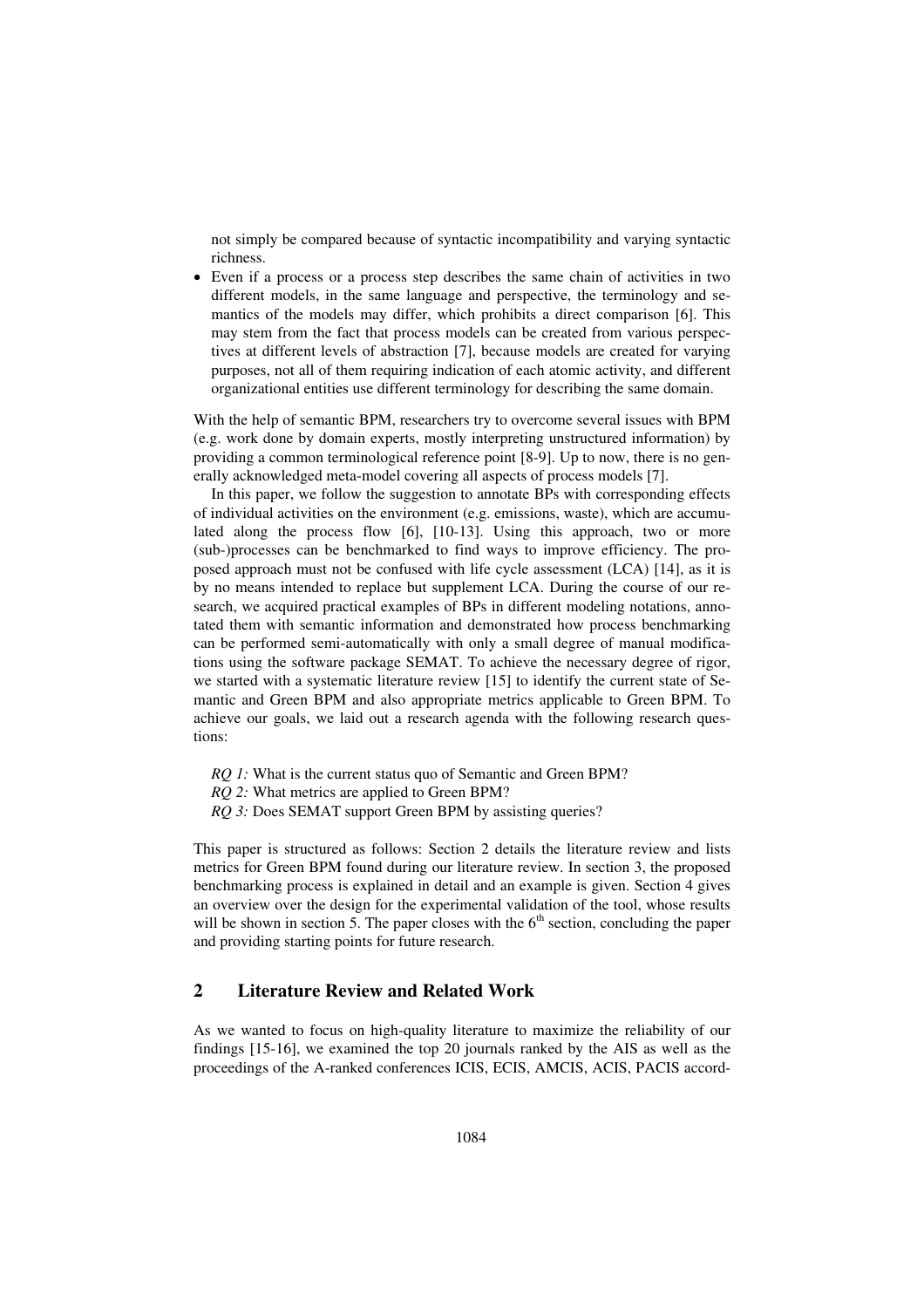not simply be compared because of syntactic incompatibility and varying syntactic richness.

- Even if a process or a process step describes the same chain of activities in two different models, in the same language and perspective, the terminology and semantics of the models may differ, which prohibits a direct comparison [6]. This may stem from the fact that process models can be created from various perspectives at different levels of abstraction [7], because models are created for varying purposes, not all of them requiring indication of each atomic activity, and different organizational entities use different terminology for describing the same domain.

With the help of semantic BPM, researchers try to overcome several issues with BPM (e.g. work done by domain experts, mostly interpreting unstructured information) by providing a common terminological reference point [8-9]. Up to now, there is no generally acknowledged meta-model covering all aspects of process models [7].

In this paper, we follow the suggestion to annotate BPs with corresponding effects of individual activities on the environment (e.g. emissions, waste), which are accumulated along the process flow [6], [10-13]. Using this approach, two or more (sub-)processes can be benchmarked to find ways to improve efficiency. The proposed approach must not be confused with life cycle assessment (LCA) [14], as it is by no means intended to replace but supplement LCA. During the course of our research, we acquired practical examples of BPs in different modeling notations, annotated them with semantic information and demonstrated how process benchmarking can be performed semi-automatically with only a small degree of manual modifications using the software package SEMAT. To achieve the necessary degree of rigor, we started with a systematic literature review [15] to identify the current state of Semantic and Green BPM and also appropriate metrics applicable to Green BPM. To achieve our goals, we laid out a research agenda with the following research questions:

*RQ 1:* What is the current status quo of Semantic and Green BPM?
*RQ 2:* What metrics are applied to Green BPM?
*RQ 3:* Does SEMAT support Green BPM by assisting queries?

This paper is structured as follows: Section 2 details the literature review and lists metrics for Green BPM found during our literature review. In section 3, the proposed benchmarking process is explained in detail and an example is given. Section 4 gives an overview over the design for the experimental validation of the tool, whose results will be shown in section 5. The paper closes with the 6th section, concluding the paper and providing starting points for future research.

## 2 Literature Review and Related Work

As we wanted to focus on high-quality literature to maximize the reliability of our findings [15-16], we examined the top 20 journals ranked by the AIS as well as the proceedings of the A-ranked conferences ICIS, ECIS, AMCIS, ACIS, PACIS accord-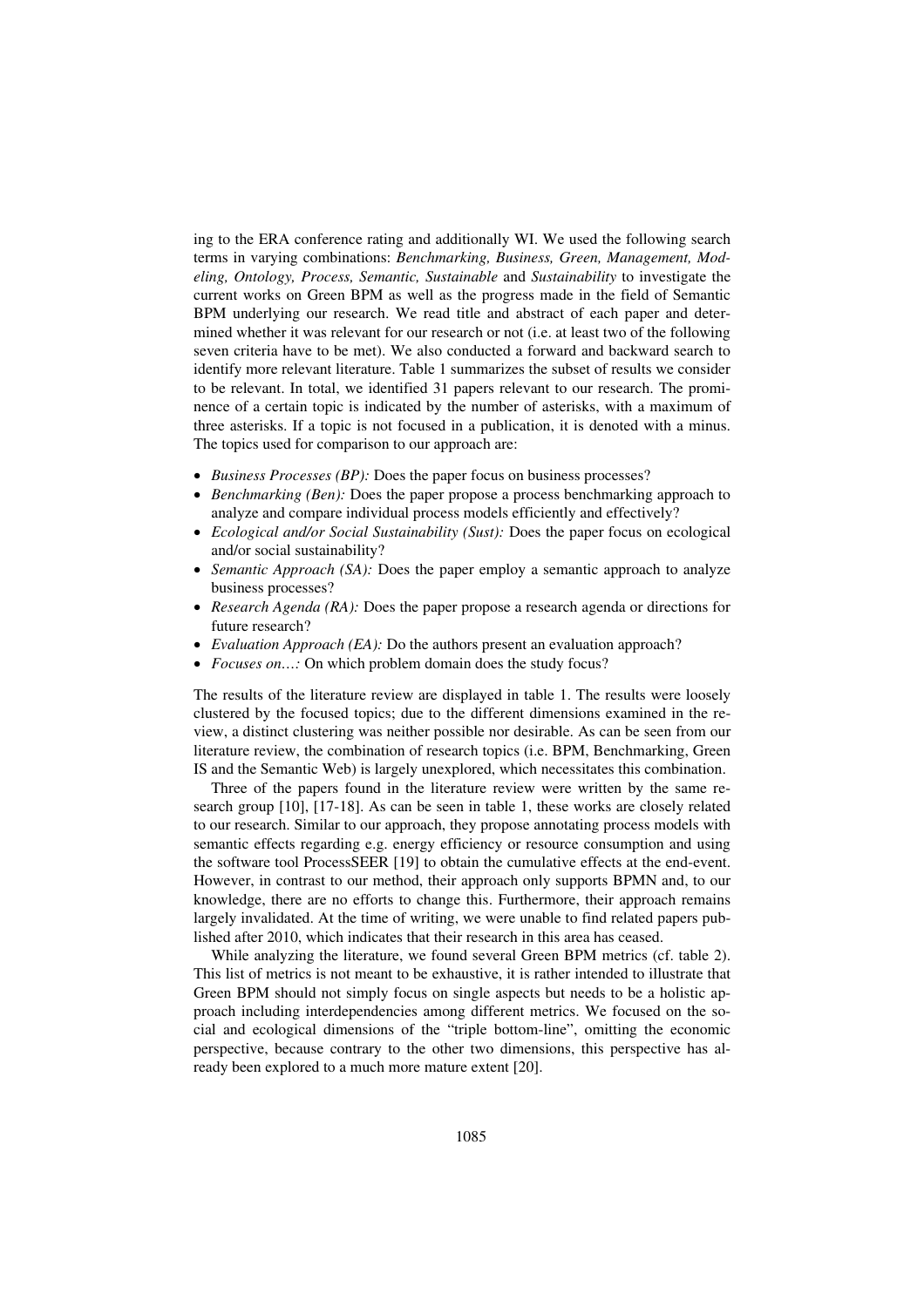ing to the ERA conference rating and additionally WI. We used the following search terms in varying combinations: *Benchmarking, Business, Green, Management, Modeling, Ontology, Process, Semantic, Sustainable* and *Sustainability* to investigate the current works on Green BPM as well as the progress made in the field of Semantic BPM underlying our research. We read title and abstract of each paper and determined whether it was relevant for our research or not (i.e. at least two of the following seven criteria have to be met). We also conducted a forward and backward search to identify more relevant literature. Table 1 summarizes the subset of results we consider to be relevant. In total, we identified 31 papers relevant to our research. The prominence of a certain topic is indicated by the number of asterisks, with a maximum of three asterisks. If a topic is not focused in a publication, it is denoted with a minus. The topics used for comparison to our approach are:

- *Business Processes (BP):* Does the paper focus on business processes?
- *Benchmarking (Ben):* Does the paper propose a process benchmarking approach to analyze and compare individual process models efficiently and effectively?
- *Ecological and/or Social Sustainability (Sust):* Does the paper focus on ecological and/or social sustainability?
- *Semantic Approach (SA):* Does the paper employ a semantic approach to analyze business processes?
- *Research Agenda (RA):* Does the paper propose a research agenda or directions for future research?
- *Evaluation Approach (EA):* Do the authors present an evaluation approach?
- *Focuses on…:* On which problem domain does the study focus?

The results of the literature review are displayed in table 1. The results were loosely clustered by the focused topics; due to the different dimensions examined in the review, a distinct clustering was neither possible nor desirable. As can be seen from our literature review, the combination of research topics (i.e. BPM, Benchmarking, Green IS and the Semantic Web) is largely unexplored, which necessitates this combination.

Three of the papers found in the literature review were written by the same research group [10], [17-18]. As can be seen in table 1, these works are closely related to our research. Similar to our approach, they propose annotating process models with semantic effects regarding e.g. energy efficiency or resource consumption and using the software tool ProcessSEER [19] to obtain the cumulative effects at the end-event. However, in contrast to our method, their approach only supports BPMN and, to our knowledge, there are no efforts to change this. Furthermore, their approach remains largely invalidated. At the time of writing, we were unable to find related papers published after 2010, which indicates that their research in this area has ceased.

While analyzing the literature, we found several Green BPM metrics (cf. table 2). This list of metrics is not meant to be exhaustive, it is rather intended to illustrate that Green BPM should not simply focus on single aspects but needs to be a holistic approach including interdependencies among different metrics. We focused on the social and ecological dimensions of the "triple bottom-line", omitting the economic perspective, because contrary to the other two dimensions, this perspective has already been explored to a much more mature extent [20].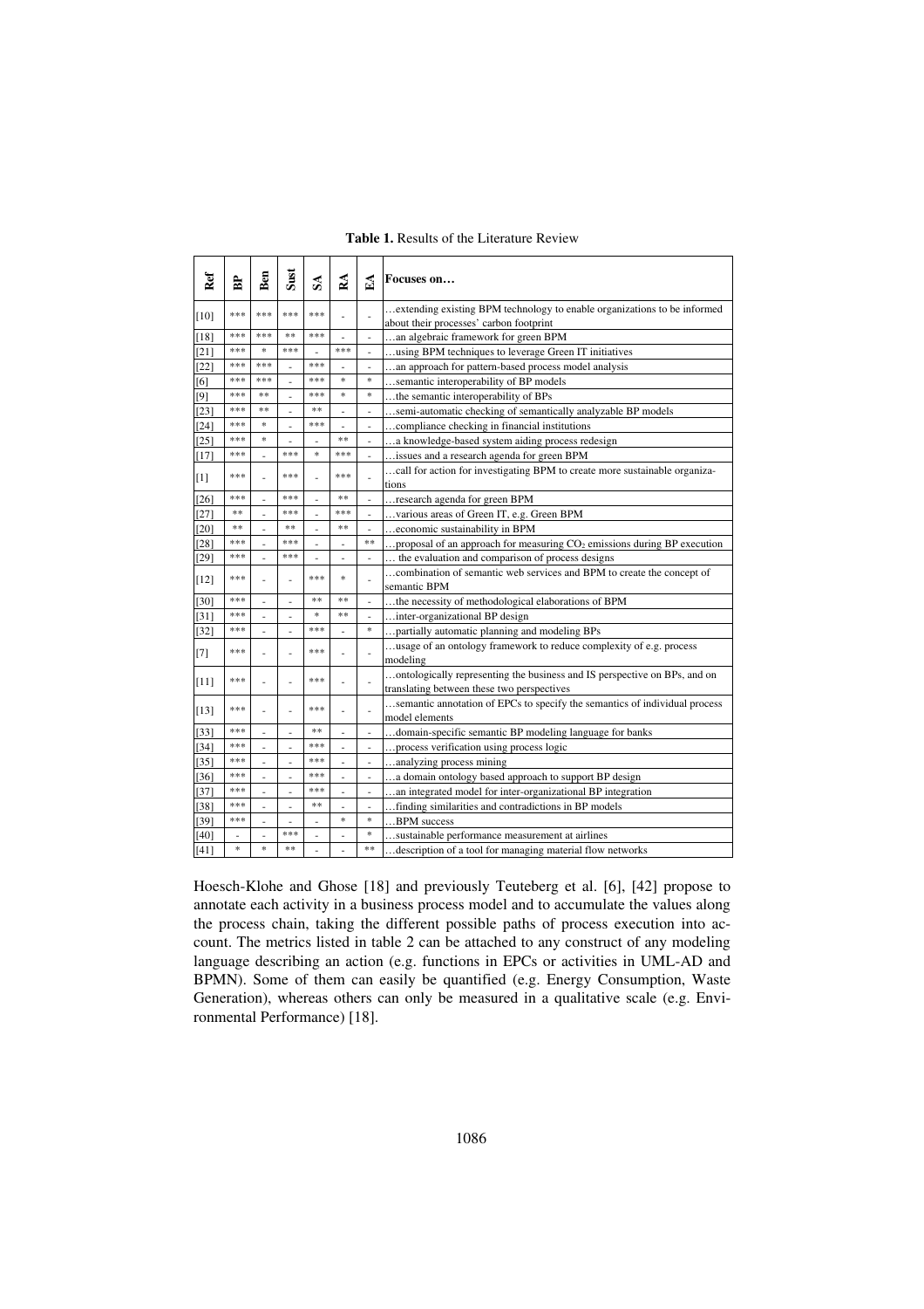**Table 1.** Results of the Literature Review

| Ref | BP | Ben | Sust | SA | RA | EA | Focuses on… |
|---|---|---|---|---|---|---|---|
| [10] | *** | *** | *** | *** | - | - | …extending existing BPM technology to enable organizations to be informed about their processes' carbon footprint |
| [18] | *** | *** | ** | *** | - | - | …an algebraic framework for green BPM |
| [21] | *** | * | *** | - | *** | - | …using BPM techniques to leverage Green IT initiatives |
| [22] | *** | *** | - | *** | - | - | …an approach for pattern-based process model analysis |
| [6] | *** | *** | - | *** | * | * | …semantic interoperability of BP models |
| [9] | *** | ** | - | *** | * | * | …the semantic interoperability of BPs |
| [23] | *** | ** | - | ** | - | - | …semi-automatic checking of semantically analyzable BP models |
| [24] | *** | * | - | *** | - | - | …compliance checking in financial institutions |
| [25] | *** | * | - | - | ** | - | …a knowledge-based system aiding process redesign |
| [17] | *** | - | *** | * | *** | - | …issues and a research agenda for green BPM |
| [1] | *** | - | *** | - | *** | - | …call for action for investigating BPM to create more sustainable organizations |
| [26] | *** | - | *** | - | ** | - | …research agenda for green BPM |
| [27] | ** | - | *** | - | *** | - | …various areas of Green IT, e.g. Green BPM |
| [20] | ** | - | ** | - | ** | - | …economic sustainability in BPM |
| [28] | *** | - | *** | - | - | ** | …proposal of an approach for measuring $CO_2$ emissions during BP execution |
| [29] | *** | - | *** | - | - | - | … the evaluation and comparison of process designs |
| [12] | *** | - | - | *** | * | - | …combination of semantic web services and BPM to create the concept of semantic BPM |
| [30] | *** | - | - | ** | ** | - | …the necessity of methodological elaborations of BPM |
| [31] | *** | - | - | * | ** | - | …inter-organizational BP design |
| [32] | *** | - | - | *** | - | * | …partially automatic planning and modeling BPs |
| [7] | *** | - | - | *** | - | - | …usage of an ontology framework to reduce complexity of e.g. process modeling |
| [11] | *** | - | - | *** | - | - | …ontologically representing the business and IS perspective on BPs, and on translating between these two perspectives |
| [13] | *** | - | - | *** | - | - | …semantic annotation of EPCs to specify the semantics of individual process model elements |
| [33] | *** | - | - | ** | - | - | …domain-specific semantic BP modeling language for banks |
| [34] | *** | - | - | *** | - | - | …process verification using process logic |
| [35] | *** | - | - | *** | - | - | …analyzing process mining |
| [36] | *** | - | - | *** | - | - | …a domain ontology based approach to support BP design |
| [37] | *** | - | - | *** | - | - | …an integrated model for inter-organizational BP integration |
| [38] | *** | - | - | ** | - | - | …finding similarities and contradictions in BP models |
| [39] | *** | - | - | - | * | * | …BPM success |
| [40] | - | - | *** | - | - | * | …sustainable performance measurement at airlines |
| [41] | * | * | ** | - | - | ** | …description of a tool for managing material flow networks |

Hoesch-Klohe and Ghose [18] and previously Teuteberg et al. [6], [42] propose to annotate each activity in a business process model and to accumulate the values along the process chain, taking the different possible paths of process execution into account. The metrics listed in table 2 can be attached to any construct of any modeling language describing an action (e.g. functions in EPCs or activities in UML-AD and BPMN). Some of them can easily be quantified (e.g. Energy Consumption, Waste Generation), whereas others can only be measured in a qualitative scale (e.g. Environmental Performance) [18].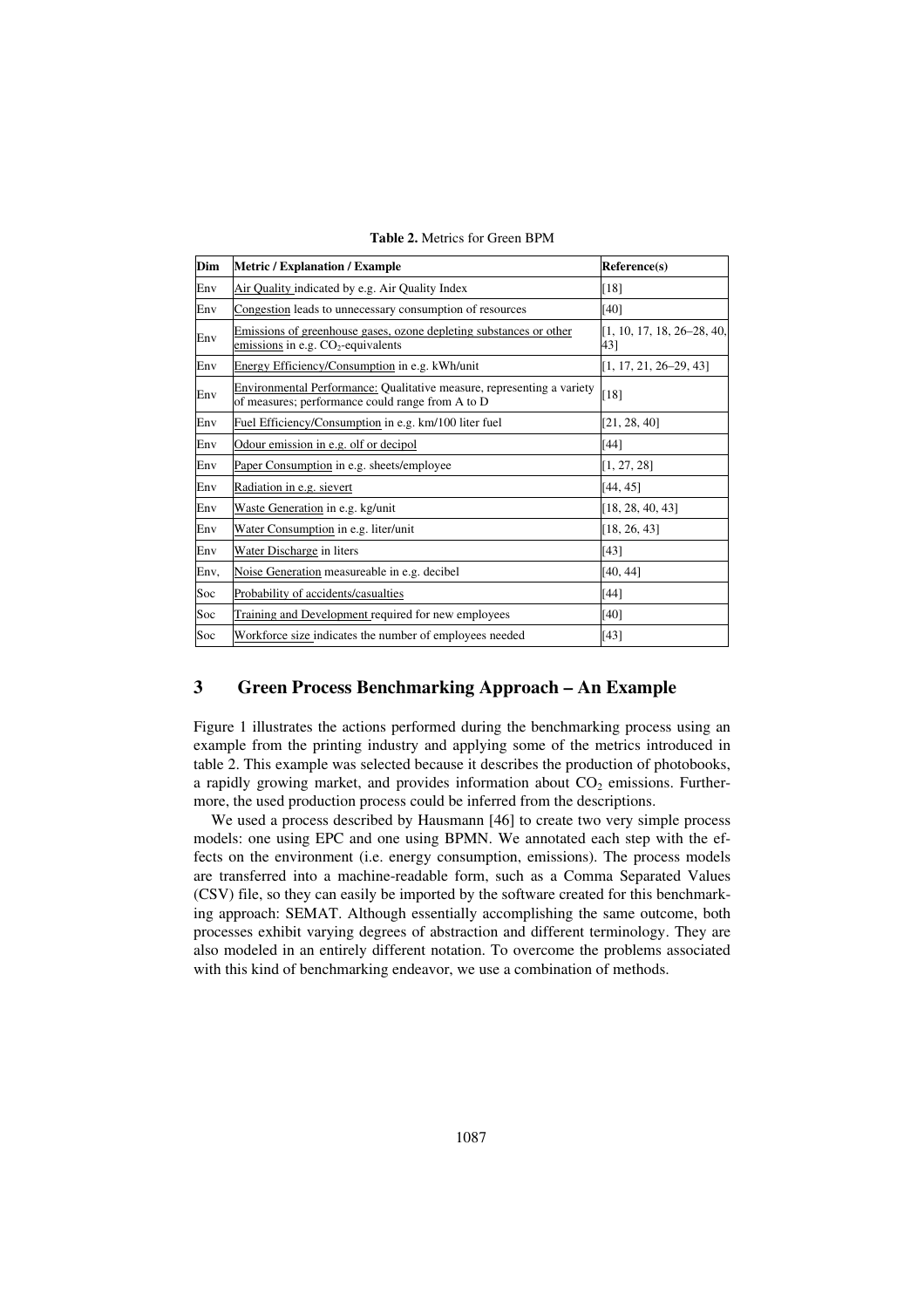**Table 2.** Metrics for Green BPM

| Dim | Metric / Explanation / Example | Reference(s) |
|---|---|---|
| Env | Air Quality indicated by e.g. Air Quality Index | [18] |
| Env | Congestion leads to unnecessary consumption of resources | [40] |
| Env | Emissions of greenhouse gases, ozone depleting substances or other emissions in e.g. $CO_2$-equivalents | [1, 10, 17, 18, 26–28, 40, 43] |
| Env | Energy Efficiency/Consumption in e.g. kWh/unit | [1, 17, 21, 26–29, 43] |
| Env | Environmental Performance: Qualitative measure, representing a variety of measures; performance could range from A to D | [18] |
| Env | Fuel Efficiency/Consumption in e.g. km/100 liter fuel | [21, 28, 40] |
| Env | Odour emission in e.g. olf or decipol | [44] |
| Env | Paper Consumption in e.g. sheets/employee | [1, 27, 28] |
| Env | Radiation in e.g. sievert | [44, 45] |
| Env | Waste Generation in e.g. kg/unit | [18, 28, 40, 43] |
| Env | Water Consumption in e.g. liter/unit | [18, 26, 43] |
| Env | Water Discharge in liters | [43] |
| Env, | Noise Generation measureable in e.g. decibel | [40, 44] |
| Soc | Probability of accidents/casualties | [44] |
| Soc | Training and Development required for new employees | [40] |
| Soc | Workforce size indicates the number of employees needed | [43] |

## 3 Green Process Benchmarking Approach – An Example

Figure 1 illustrates the actions performed during the benchmarking process using an example from the printing industry and applying some of the metrics introduced in table 2. This example was selected because it describes the production of photobooks, a rapidly growing market, and provides information about $CO_2$ emissions. Furthermore, the used production process could be inferred from the descriptions.

We used a process described by Hausmann [46] to create two very simple process models: one using EPC and one using BPMN. We annotated each step with the effects on the environment (i.e. energy consumption, emissions). The process models are transferred into a machine-readable form, such as a Comma Separated Values (CSV) file, so they can easily be imported by the software created for this benchmarking approach: SEMAT. Although essentially accomplishing the same outcome, both processes exhibit varying degrees of abstraction and different terminology. They are also modeled in an entirely different notation. To overcome the problems associated with this kind of benchmarking endeavor, we use a combination of methods.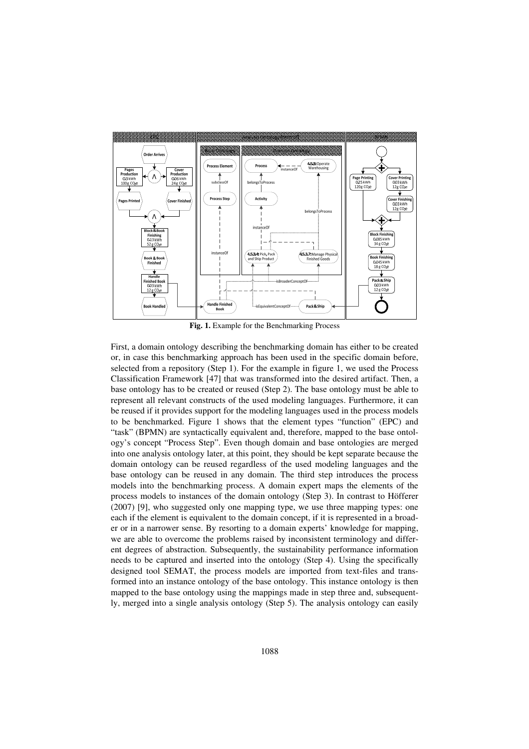**Fig. 1.** Example for the Benchmarking Process

First, a domain ontology describing the benchmarking domain has either to be created or, in case this benchmarking approach has been used in the specific domain before, selected from a repository (Step 1). For the example in figure 1, we used the Process Classification Framework [47] that was transformed into the desired artifact. Then, a base ontology has to be created or reused (Step 2). The base ontology must be able to represent all relevant constructs of the used modeling languages. Furthermore, it can be reused if it provides support for the modeling languages used in the process models to be benchmarked. Figure 1 shows that the element types "function" (EPC) and "task" (BPMN) are syntactically equivalent and, therefore, mapped to the base ontology's concept "Process Step". Even though domain and base ontologies are merged into one analysis ontology later, at this point, they should be kept separate because the domain ontology can be reused regardless of the used modeling languages and the base ontology can be reused in any domain. The third step introduces the process models into the benchmarking process. A domain expert maps the elements of the process models to instances of the domain ontology (Step 3). In contrast to Höfferer (2007) [9], who suggested only one mapping type, we use three mapping types: one each if the element is equivalent to the domain concept, if it is represented in a broader or in a narrower sense. By resorting to a domain experts' knowledge for mapping, we are able to overcome the problems raised by inconsistent terminology and different degrees of abstraction. Subsequently, the sustainability performance information needs to be captured and inserted into the ontology (Step 4). Using the specifically designed tool SEMAT, the process models are imported from text-files and transformed into an instance ontology of the base ontology. This instance ontology is then mapped to the base ontology using the mappings made in step three and, subsequently, merged into a single analysis ontology (Step 5). The analysis ontology can easily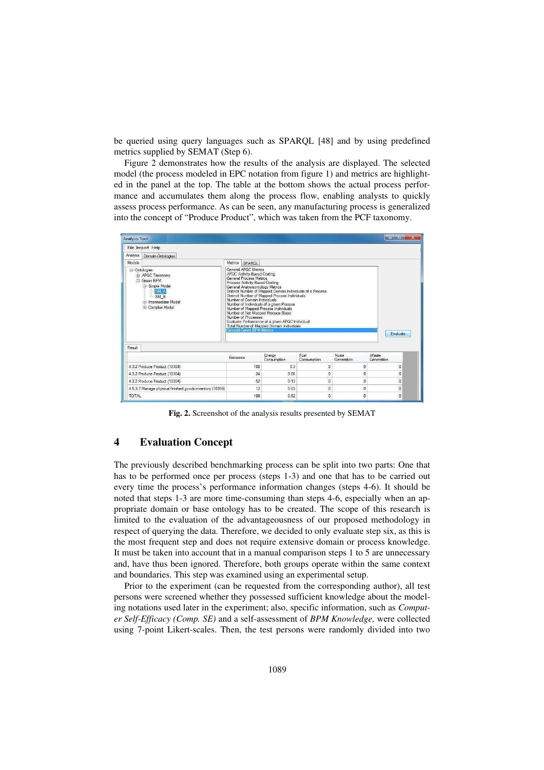be queried using query languages such as SPARQL [48] and by using predefined metrics supplied by SEMAT (Step 6).

Figure 2 demonstrates how the results of the analysis are displayed. The selected model (the process modeled in EPC notation from figure 1) and metrics are highlighted in the panel at the top. The table at the bottom shows the actual process performance and accumulates them along the process flow, enabling analysts to quickly assess process performance. As can be seen, any manufacturing process is generalized into the concept of "Produce Product", which was taken from the PCF taxonomy.

**Fig. 2.** Screenshot of the analysis results presented by SEMAT

## 4 Evaluation Concept

The previously described benchmarking process can be split into two parts: One that has to be performed once per process (steps 1-3) and one that has to be carried out every time the process's performance information changes (steps 4-6). It should be noted that steps 1-3 are more time-consuming than steps 4-6, especially when an appropriate domain or base ontology has to be created. The scope of this research is limited to the evaluation of the advantageousness of our proposed methodology in respect of querying the data. Therefore, we decided to only evaluate step six, as this is the most frequent step and does not require extensive domain or process knowledge. It must be taken into account that in a manual comparison steps 1 to 5 are unnecessary and, have thus been ignored. Therefore, both groups operate within the same context and boundaries. This step was examined using an experimental setup.

Prior to the experiment (can be requested from the corresponding author), all test persons were screened whether they possessed sufficient knowledge about the modeling notations used later in the experiment; also, specific information, such as *Computer Self-Efficacy (Comp. SE)* and a self-assessment of *BPM Knowledge,* were collected using 7-point Likert-scales. Then, the test persons were randomly divided into two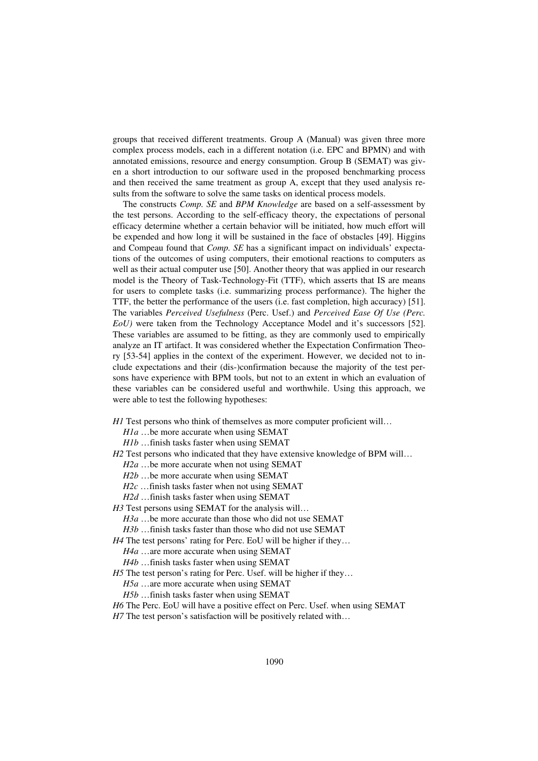groups that received different treatments. Group A (Manual) was given three more complex process models, each in a different notation (i.e. EPC and BPMN) and with annotated emissions, resource and energy consumption. Group B (SEMAT) was given a short introduction to our software used in the proposed benchmarking process and then received the same treatment as group A, except that they used analysis results from the software to solve the same tasks on identical process models.

The constructs *Comp. SE* and *BPM Knowledge* are based on a self-assessment by the test persons. According to the self-efficacy theory, the expectations of personal efficacy determine whether a certain behavior will be initiated, how much effort will be expended and how long it will be sustained in the face of obstacles [49]. Higgins and Compeau found that *Comp. SE* has a significant impact on individuals' expectations of the outcomes of using computers, their emotional reactions to computers as well as their actual computer use [50]. Another theory that was applied in our research model is the Theory of Task-Technology-Fit (TTF), which asserts that IS are means for users to complete tasks (i.e. summarizing process performance). The higher the TTF, the better the performance of the users (i.e. fast completion, high accuracy) [51]. The variables *Perceived Usefulness* (Perc. Usef.) and *Perceived Ease Of Use (Perc. EoU)* were taken from the Technology Acceptance Model and it's successors [52]. These variables are assumed to be fitting, as they are commonly used to empirically analyze an IT artifact. It was considered whether the Expectation Confirmation Theory [53-54] applies in the context of the experiment. However, we decided not to include expectations and their (dis-)confirmation because the majority of the test persons have experience with BPM tools, but not to an extent in which an evaluation of these variables can be considered useful and worthwhile. Using this approach, we were able to test the following hypotheses:

*H1* Test persons who think of themselves as more computer proficient will…
- *H1a* …be more accurate when using SEMAT
- *H1b* …finish tasks faster when using SEMAT

*H2* Test persons who indicated that they have extensive knowledge of BPM will…
- *H2a* …be more accurate when not using SEMAT
- *H2b* …be more accurate when using SEMAT
- *H2c* …finish tasks faster when not using SEMAT
- *H2d* …finish tasks faster when using SEMAT

*H3* Test persons using SEMAT for the analysis will…
- *H3a* …be more accurate than those who did not use SEMAT
- *H3b* …finish tasks faster than those who did not use SEMAT

*H4* The test persons' rating for Perc. EoU will be higher if they…
- *H4a* …are more accurate when using SEMAT
- *H4b* …finish tasks faster when using SEMAT

*H5* The test person's rating for Perc. Usef. will be higher if they…
- *H5a* …are more accurate when using SEMAT
- *H5b* …finish tasks faster when using SEMAT

*H6* The Perc. EoU will have a positive effect on Perc. Usef. when using SEMAT

*H7* The test person's satisfaction will be positively related with…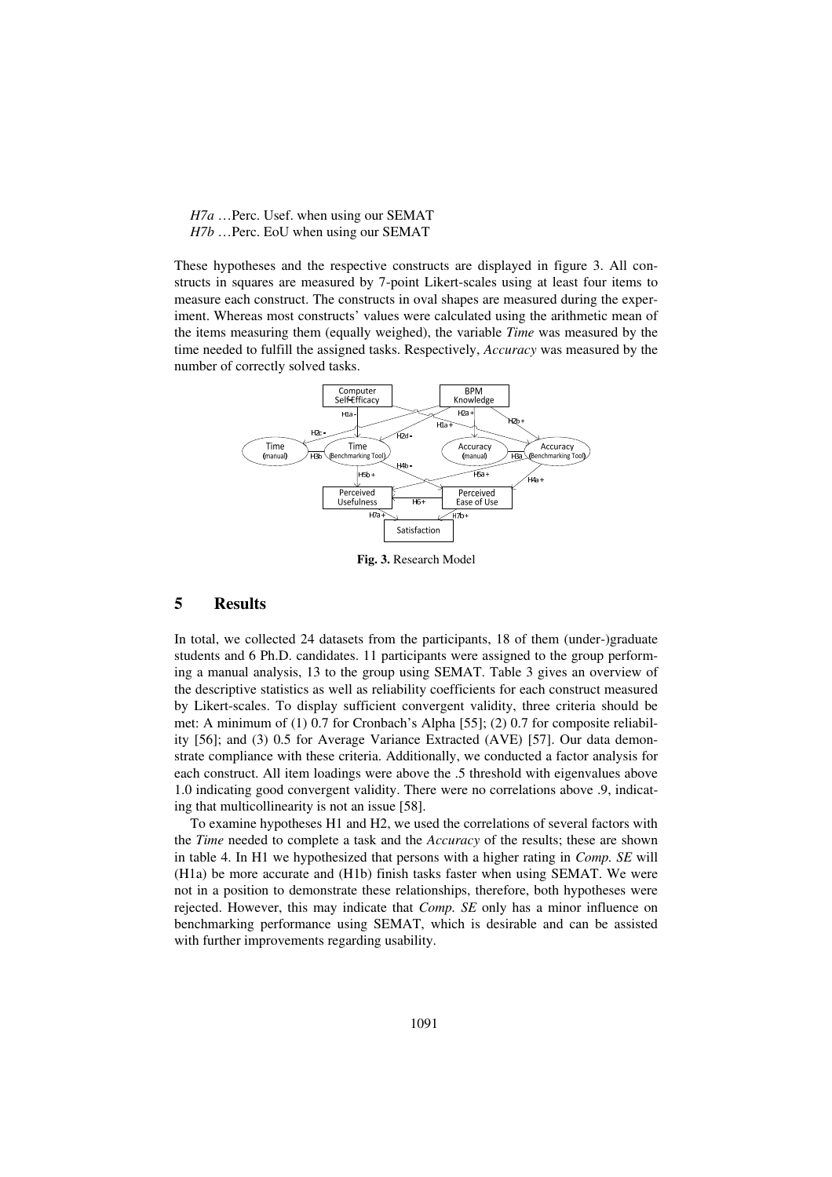*H7a* …Perc. Usef. when using our SEMAT
*H7b* …Perc. EoU when using our SEMAT

These hypotheses and the respective constructs are displayed in figure 3. All constructs in squares are measured by 7-point Likert-scales using at least four items to measure each construct. The constructs in oval shapes are measured during the experiment. Whereas most constructs' values were calculated using the arithmetic mean of the items measuring them (equally weighed), the variable *Time* was measured by the time needed to fulfill the assigned tasks. Respectively, *Accuracy* was measured by the number of correctly solved tasks.

**Fig. 3.** Research Model

## 5 Results

In total, we collected 24 datasets from the participants, 18 of them (under-)graduate students and 6 Ph.D. candidates. 11 participants were assigned to the group performing a manual analysis, 13 to the group using SEMAT. Table 3 gives an overview of the descriptive statistics as well as reliability coefficients for each construct measured by Likert-scales. To display sufficient convergent validity, three criteria should be met: A minimum of (1) 0.7 for Cronbach's Alpha [55]; (2) 0.7 for composite reliability [56]; and (3) 0.5 for Average Variance Extracted (AVE) [57]. Our data demonstrate compliance with these criteria. Additionally, we conducted a factor analysis for each construct. All item loadings were above the .5 threshold with eigenvalues above 1.0 indicating good convergent validity. There were no correlations above .9, indicating that multicollinearity is not an issue [58].

To examine hypotheses H1 and H2, we used the correlations of several factors with the *Time* needed to complete a task and the *Accuracy* of the results; these are shown in table 4. In H1 we hypothesized that persons with a higher rating in *Comp. SE* will (H1a) be more accurate and (H1b) finish tasks faster when using SEMAT. We were not in a position to demonstrate these relationships, therefore, both hypotheses were rejected. However, this may indicate that *Comp. SE* only has a minor influence on benchmarking performance using SEMAT, which is desirable and can be assisted with further improvements regarding usability.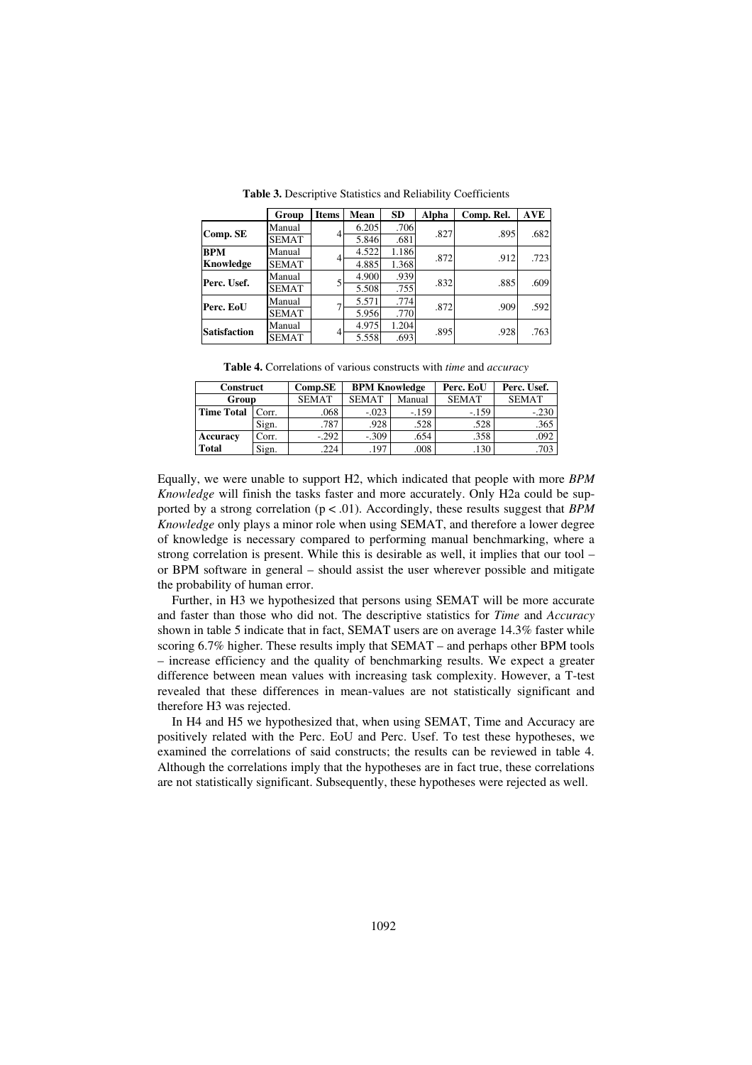**Table 3.** Descriptive Statistics and Reliability Coefficients

| | Group | Items | Mean | SD | Alpha | Comp. Rel. | AVE |
|---|---|---|---|---|---|---|---|
| **Comp. SE** | Manual | 4 | 6.205 | .706 | .827 | .895 | .682 |
| | SEMAT | | 5.846 | .681 | | | |
| **BPM Knowledge** | Manual | 4 | 4.522 | 1.186 | .872 | .912 | .723 |
| | SEMAT | | 4.885 | 1.368 | | | |
| **Perc. Usef.** | Manual | 5 | 4.900 | .939 | .832 | .885 | .609 |
| | SEMAT | | 5.508 | .755 | | | |
| **Perc. EoU** | Manual | 7 | 5.571 | .774 | .872 | .909 | .592 |
| | SEMAT | | 5.956 | .770 | | | |
| **Satisfaction** | Manual | 4 | 4.975 | 1.204 | .895 | .928 | .763 |
| | SEMAT | | 5.558 | .693 | | | |

**Table 4.** Correlations of various constructs with *time* and *accuracy*

| **Construct** | | **Comp.SE** | **BPM Knowledge** | | **Perc. EoU** | **Perc. Usef.** |
|---|---|---|---|---|---|---|
| **Group** | | SEMAT | SEMAT | Manual | SEMAT | SEMAT |
| **Time Total** | Corr. | .068 | -.023 | -.159 | -.159 | -.230 |
| | Sign. | .787 | .928 | .528 | .528 | .365 |
| **Accuracy Total** | Corr. | -.292 | -.309 | .654 | .358 | .092 |
| | Sign. | .224 | .197 | .008 | .130 | .703 |

Equally, we were unable to support H2, which indicated that people with more *BPM Knowledge* will finish the tasks faster and more accurately. Only H2a could be supported by a strong correlation ($p < .01$). Accordingly, these results suggest that *BPM Knowledge* only plays a minor role when using SEMAT, and therefore a lower degree of knowledge is necessary compared to performing manual benchmarking, where a strong correlation is present. While this is desirable as well, it implies that our tool – or BPM software in general – should assist the user wherever possible and mitigate the probability of human error.

Further, in H3 we hypothesized that persons using SEMAT will be more accurate and faster than those who did not. The descriptive statistics for *Time* and *Accuracy* shown in table 5 indicate that in fact, SEMAT users are on average 14.3% faster while scoring 6.7% higher. These results imply that SEMAT – and perhaps other BPM tools – increase efficiency and the quality of benchmarking results. We expect a greater difference between mean values with increasing task complexity. However, a T-test revealed that these differences in mean-values are not statistically significant and therefore H3 was rejected.

In H4 and H5 we hypothesized that, when using SEMAT, Time and Accuracy are positively related with the Perc. EoU and Perc. Usef. To test these hypotheses, we examined the correlations of said constructs; the results can be reviewed in table 4. Although the correlations imply that the hypotheses are in fact true, these correlations are not statistically significant. Subsequently, these hypotheses were rejected as well.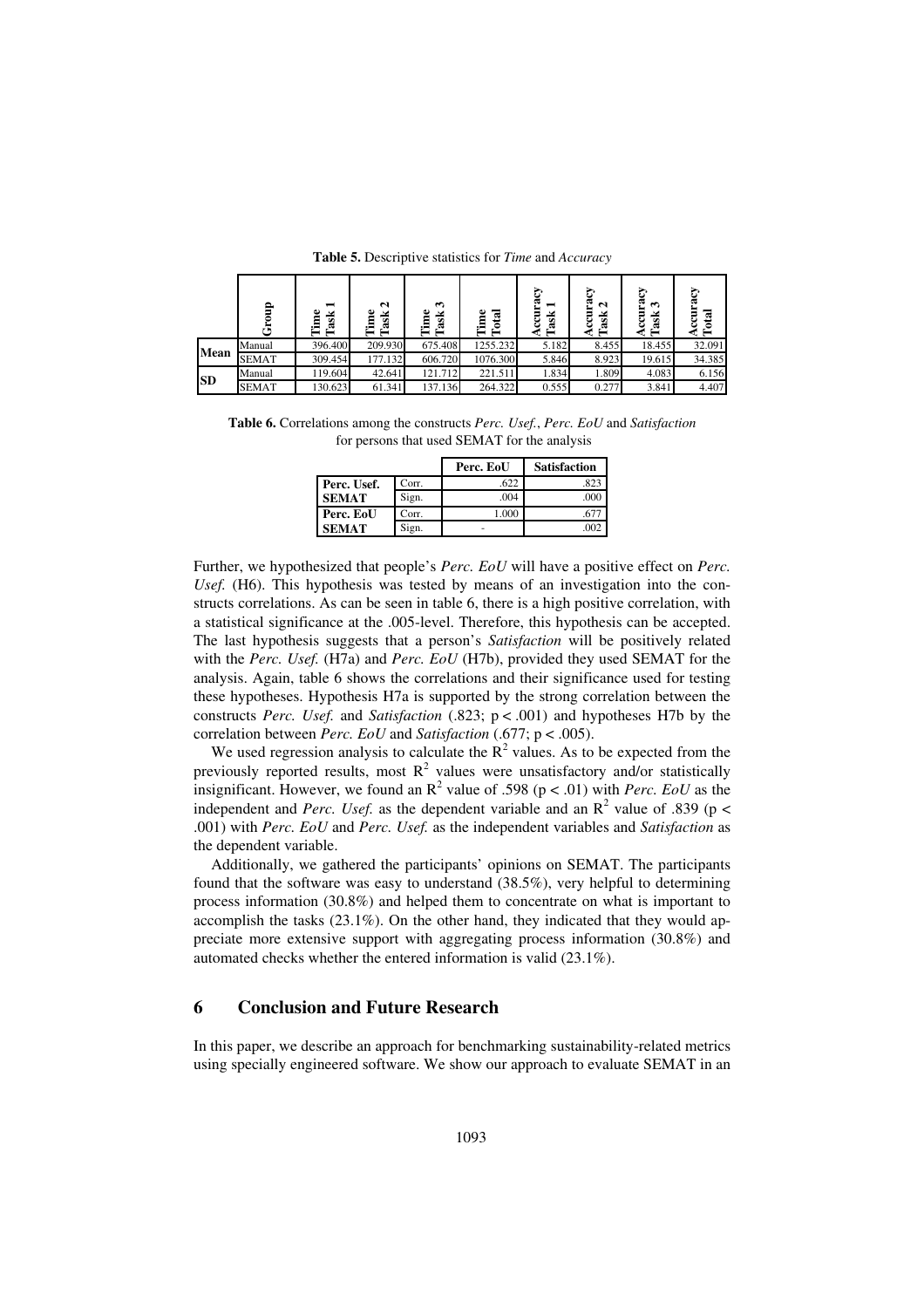**Table 5.** Descriptive statistics for *Time* and *Accuracy*

| | Group | Time Task 1 | Time Task 2 | Time Task 3 | Time Total | Accuracy Task 1 | Accuracy Task 2 | Accuracy Task 3 | Accuracy Total |
|---|---|---|---|---|---|---|---|---|---|
| **Mean** | Manual | 396.400 | 209.930 | 675.408 | 1255.232 | 5.182 | 8.455 | 18.455 | 32.091 |
| | SEMAT | 309.454 | 177.132 | 606.720 | 1076.300 | 5.846 | 8.923 | 19.615 | 34.385 |
| **SD** | Manual | 119.604 | 42.641 | 121.712 | 221.511 | 1.834 | 1.809 | 4.083 | 6.156 |
| | SEMAT | 130.623 | 61.341 | 137.136 | 264.322 | 0.555 | 0.277 | 3.841 | 4.407 |

**Table 6.** Correlations among the constructs *Perc. Usef.*, *Perc. EoU* and *Satisfaction* for persons that used SEMAT for the analysis

| | | Perc. EoU | Satisfaction |
|---|---|---|---|
| **Perc. Usef. SEMAT** | Corr. | .622 | .823 |
| | Sign. | .004 | .000 |
| **Perc. EoU SEMAT** | Corr. | 1.000 | .677 |
| | Sign. | - | .002 |

Further, we hypothesized that people's *Perc. EoU* will have a positive effect on *Perc. Usef.* (H6). This hypothesis was tested by means of an investigation into the constructs correlations. As can be seen in table 6, there is a high positive correlation, with a statistical significance at the .005-level. Therefore, this hypothesis can be accepted. The last hypothesis suggests that a person's *Satisfaction* will be positively related with the *Perc. Usef.* (H7a) and *Perc. EoU* (H7b), provided they used SEMAT for the analysis. Again, table 6 shows the correlations and their significance used for testing these hypotheses. Hypothesis H7a is supported by the strong correlation between the constructs *Perc. Usef.* and *Satisfaction* (.823; $p < .001$) and hypotheses H7b by the correlation between *Perc. EoU* and *Satisfaction* (.677; $p < .005$).

We used regression analysis to calculate the $R^2$ values. As to be expected from the previously reported results, most $R^2$ values were unsatisfactory and/or statistically insignificant. However, we found an $R^2$ value of .598 ($p < .01$) with *Perc. EoU* as the independent and *Perc. Usef.* as the dependent variable and an $R^2$ value of .839 ($p < .001$) with *Perc. EoU* and *Perc. Usef.* as the independent variables and *Satisfaction* as the dependent variable.

Additionally, we gathered the participants' opinions on SEMAT. The participants found that the software was easy to understand (38.5%), very helpful to determining process information (30.8%) and helped them to concentrate on what is important to accomplish the tasks (23.1%). On the other hand, they indicated that they would appreciate more extensive support with aggregating process information (30.8%) and automated checks whether the entered information is valid (23.1%).

## 6 Conclusion and Future Research

In this paper, we describe an approach for benchmarking sustainability-related metrics using specially engineered software. We show our approach to evaluate SEMAT in an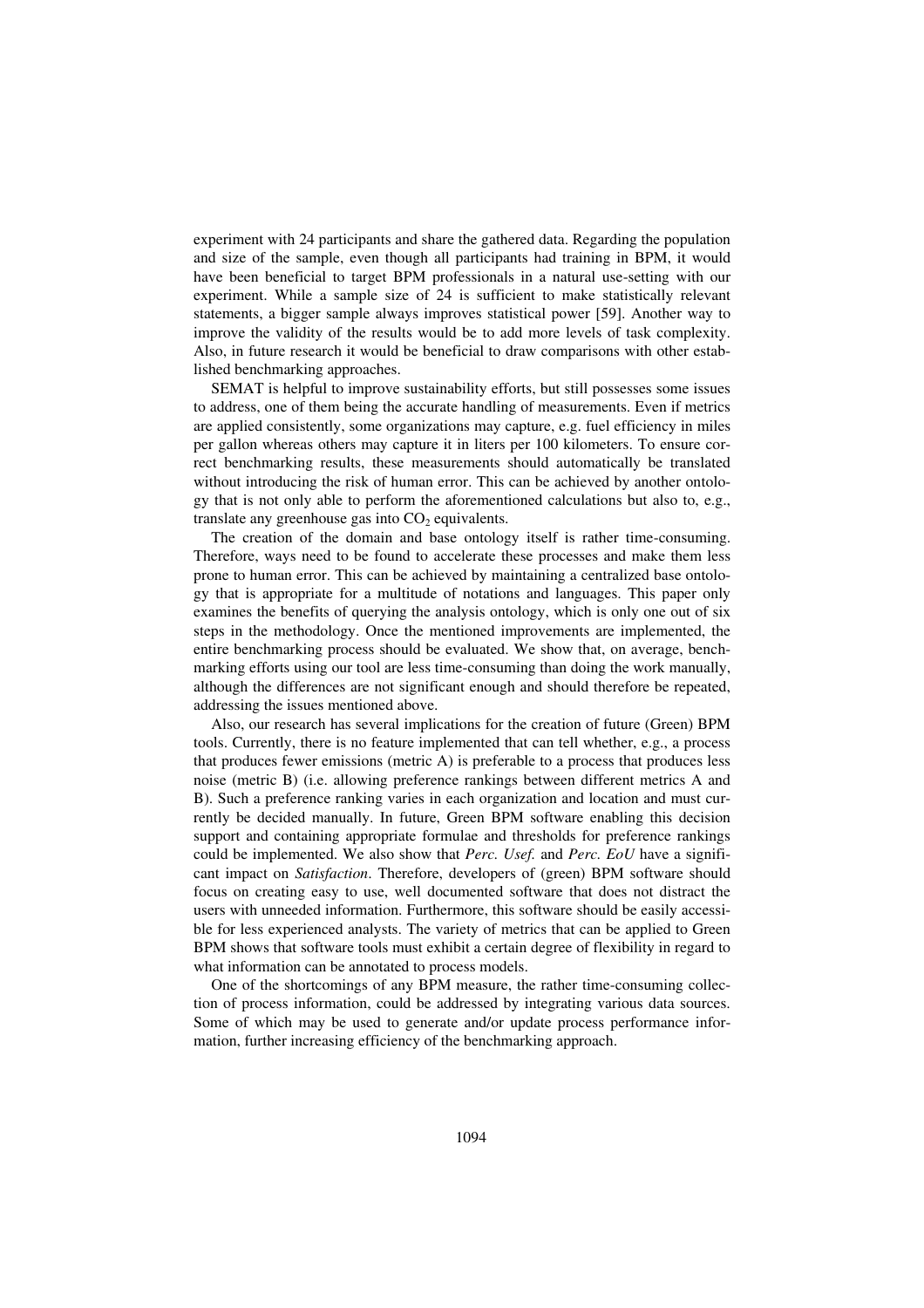experiment with 24 participants and share the gathered data. Regarding the population and size of the sample, even though all participants had training in BPM, it would have been beneficial to target BPM professionals in a natural use-setting with our experiment. While a sample size of 24 is sufficient to make statistically relevant statements, a bigger sample always improves statistical power [59]. Another way to improve the validity of the results would be to add more levels of task complexity. Also, in future research it would be beneficial to draw comparisons with other established benchmarking approaches.

SEMAT is helpful to improve sustainability efforts, but still possesses some issues to address, one of them being the accurate handling of measurements. Even if metrics are applied consistently, some organizations may capture, e.g. fuel efficiency in miles per gallon whereas others may capture it in liters per 100 kilometers. To ensure correct benchmarking results, these measurements should automatically be translated without introducing the risk of human error. This can be achieved by another ontology that is not only able to perform the aforementioned calculations but also to, e.g., translate any greenhouse gas into $CO_2$ equivalents.

The creation of the domain and base ontology itself is rather time-consuming. Therefore, ways need to be found to accelerate these processes and make them less prone to human error. This can be achieved by maintaining a centralized base ontology that is appropriate for a multitude of notations and languages. This paper only examines the benefits of querying the analysis ontology, which is only one out of six steps in the methodology. Once the mentioned improvements are implemented, the entire benchmarking process should be evaluated. We show that, on average, benchmarking efforts using our tool are less time-consuming than doing the work manually, although the differences are not significant enough and should therefore be repeated, addressing the issues mentioned above.

Also, our research has several implications for the creation of future (Green) BPM tools. Currently, there is no feature implemented that can tell whether, e.g., a process that produces fewer emissions (metric A) is preferable to a process that produces less noise (metric B) (i.e. allowing preference rankings between different metrics A and B). Such a preference ranking varies in each organization and location and must currently be decided manually. In future, Green BPM software enabling this decision support and containing appropriate formulae and thresholds for preference rankings could be implemented. We also show that *Perc. Usef.* and *Perc. EoU* have a significant impact on *Satisfaction*. Therefore, developers of (green) BPM software should focus on creating easy to use, well documented software that does not distract the users with unneeded information. Furthermore, this software should be easily accessible for less experienced analysts. The variety of metrics that can be applied to Green BPM shows that software tools must exhibit a certain degree of flexibility in regard to what information can be annotated to process models.

One of the shortcomings of any BPM measure, the rather time-consuming collection of process information, could be addressed by integrating various data sources. Some of which may be used to generate and/or update process performance information, further increasing efficiency of the benchmarking approach.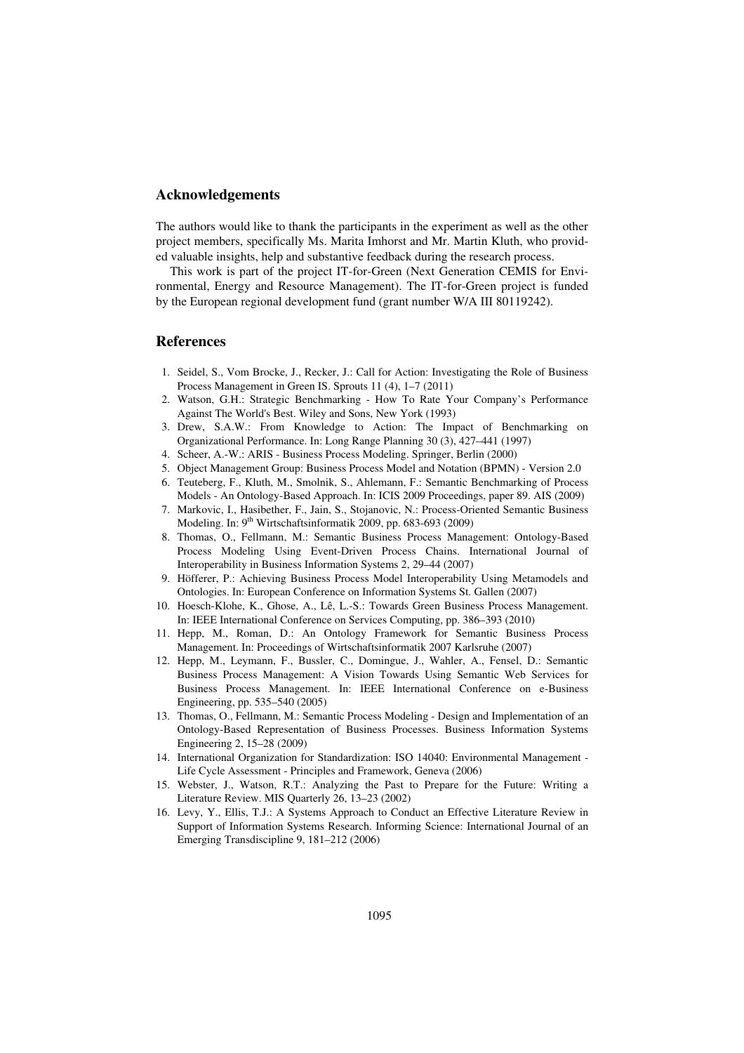## Acknowledgements

The authors would like to thank the participants in the experiment as well as the other project members, specifically Ms. Marita Imhorst and Mr. Martin Kluth, who provided valuable insights, help and substantive feedback during the research process.

This work is part of the project IT-for-Green (Next Generation CEMIS for Environmental, Energy and Resource Management). The IT-for-Green project is funded by the European regional development fund (grant number W/A III 80119242).

## References

1. Seidel, S., Vom Brocke, J., Recker, J.: Call for Action: Investigating the Role of Business Process Management in Green IS. Sprouts 11 (4), 1–7 (2011)
2. Watson, G.H.: Strategic Benchmarking - How To Rate Your Company's Performance Against The World's Best. Wiley and Sons, New York (1993)
3. Drew, S.A.W.: From Knowledge to Action: The Impact of Benchmarking on Organizational Performance. In: Long Range Planning 30 (3), 427–441 (1997)
4. Scheer, A.-W.: ARIS - Business Process Modeling. Springer, Berlin (2000)
5. Object Management Group: Business Process Model and Notation (BPMN) - Version 2.0
6. Teuteberg, F., Kluth, M., Smolnik, S., Ahlemann, F.: Semantic Benchmarking of Process Models - An Ontology-Based Approach. In: ICIS 2009 Proceedings, paper 89. AIS (2009)
7. Markovic, I., Hasibether, F., Jain, S., Stojanovic, N.: Process-Oriented Semantic Business Modeling. In: 9th Wirtschaftsinformatik 2009, pp. 683-693 (2009)
8. Thomas, O., Fellmann, M.: Semantic Business Process Management: Ontology-Based Process Modeling Using Event-Driven Process Chains. International Journal of Interoperability in Business Information Systems 2, 29–44 (2007)
9. Höfferer, P.: Achieving Business Process Model Interoperability Using Metamodels and Ontologies. In: European Conference on Information Systems St. Gallen (2007)
10. Hoesch-Klohe, K., Ghose, A., Lê, L.-S.: Towards Green Business Process Management. In: IEEE International Conference on Services Computing, pp. 386–393 (2010)
11. Hepp, M., Roman, D.: An Ontology Framework for Semantic Business Process Management. In: Proceedings of Wirtschaftsinformatik 2007 Karlsruhe (2007)
12. Hepp, M., Leymann, F., Bussler, C., Domingue, J., Wahler, A., Fensel, D.: Semantic Business Process Management: A Vision Towards Using Semantic Web Services for Business Process Management. In: IEEE International Conference on e-Business Engineering, pp. 535–540 (2005)
13. Thomas, O., Fellmann, M.: Semantic Process Modeling - Design and Implementation of an Ontology-Based Representation of Business Processes. Business Information Systems Engineering 2, 15–28 (2009)
14. International Organization for Standardization: ISO 14040: Environmental Management - Life Cycle Assessment - Principles and Framework, Geneva (2006)
15. Webster, J., Watson, R.T.: Analyzing the Past to Prepare for the Future: Writing a Literature Review. MIS Quarterly 26, 13–23 (2002)
16. Levy, Y., Ellis, T.J.: A Systems Approach to Conduct an Effective Literature Review in Support of Information Systems Research. Informing Science: International Journal of an Emerging Transdiscipline 9, 181–212 (2006)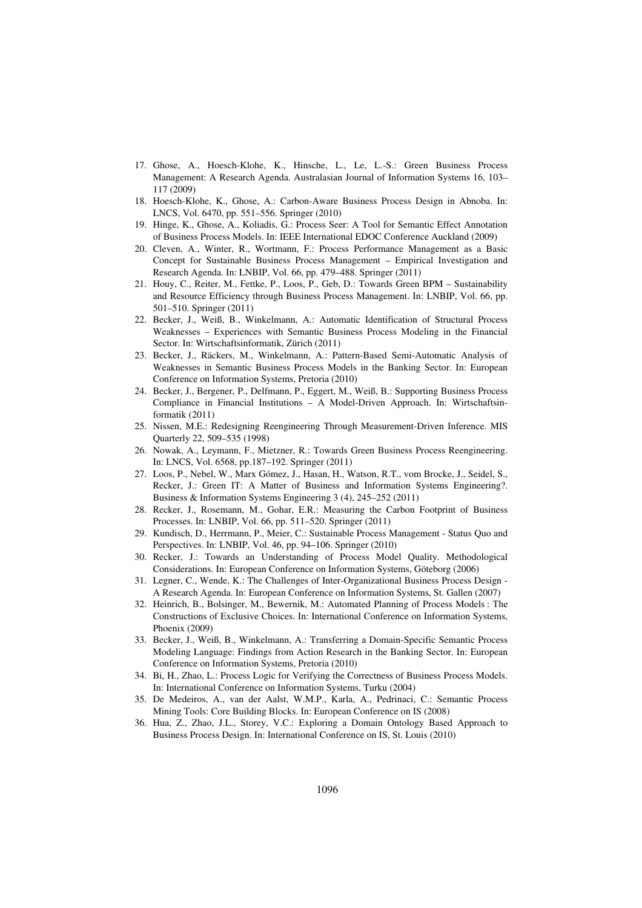17. Ghose, A., Hoesch-Klohe, K., Hinsche, L., Le, L.-S.: Green Business Process Management: A Research Agenda. Australasian Journal of Information Systems 16, 103–117 (2009)
18. Hoesch-Klohe, K., Ghose, A.: Carbon-Aware Business Process Design in Abnoba. In: LNCS, Vol. 6470, pp. 551–556. Springer (2010)
19. Hinge, K., Ghose, A., Koliadis, G.: Process Seer: A Tool for Semantic Effect Annotation of Business Process Models. In: IEEE International EDOC Conference Auckland (2009)
20. Cleven, A., Winter, R., Wortmann, F.: Process Performance Management as a Basic Concept for Sustainable Business Process Management – Empirical Investigation and Research Agenda. In: LNBIP, Vol. 66, pp. 479–488. Springer (2011)
21. Houy, C., Reiter, M., Fettke, P., Loos, P., Geb, D.: Towards Green BPM – Sustainability and Resource Efficiency through Business Process Management. In: LNBIP, Vol. 66, pp. 501–510. Springer (2011)
22. Becker, J., Weiß, B., Winkelmann, A.: Automatic Identification of Structural Process Weaknesses – Experiences with Semantic Business Process Modeling in the Financial Sector. In: Wirtschaftsinformatik, Zürich (2011)
23. Becker, J., Räckers, M., Winkelmann, A.: Pattern-Based Semi-Automatic Analysis of Weaknesses in Semantic Business Process Models in the Banking Sector. In: European Conference on Information Systems, Pretoria (2010)
24. Becker, J., Bergener, P., Delfmann, P., Eggert, M., Weiß, B.: Supporting Business Process Compliance in Financial Institutions – A Model-Driven Approach. In: Wirtschaftsinformatik (2011)
25. Nissen, M.E.: Redesigning Reengineering Through Measurement-Driven Inference. MIS Quarterly 22, 509–535 (1998)
26. Nowak, A., Leymann, F., Mietzner, R.: Towards Green Business Process Reengineering. In: LNCS, Vol. 6568, pp.187–192. Springer (2011)
27. Loos, P., Nebel, W., Marx Gómez, J., Hasan, H., Watson, R.T., vom Brocke, J., Seidel, S., Recker, J.: Green IT: A Matter of Business and Information Systems Engineering?. Business & Information Systems Engineering 3 (4), 245–252 (2011)
28. Recker, J., Rosemann, M., Gohar, E.R.: Measuring the Carbon Footprint of Business Processes. In: LNBIP, Vol. 66, pp. 511–520. Springer (2011)
29. Kundisch, D., Herrmann, P., Meier, C.: Sustainable Process Management - Status Quo and Perspectives. In: LNBIP, Vol. 46, pp. 94–106. Springer (2010)
30. Recker, J.: Towards an Understanding of Process Model Quality. Methodological Considerations. In: European Conference on Information Systems, Göteborg (2006)
31. Legner, C., Wende, K.: The Challenges of Inter-Organizational Business Process Design - A Research Agenda. In: European Conference on Information Systems, St. Gallen (2007)
32. Heinrich, B., Bolsinger, M., Bewernik, M.: Automated Planning of Process Models : The Constructions of Exclusive Choices. In: International Conference on Information Systems, Phoenix (2009)
33. Becker, J., Weiß, B., Winkelmann, A.: Transferring a Domain-Specific Semantic Process Modeling Language: Findings from Action Research in the Banking Sector. In: European Conference on Information Systems, Pretoria (2010)
34. Bi, H., Zhao, L.: Process Logic for Verifying the Correctness of Business Process Models. In: International Conference on Information Systems, Turku (2004)
35. De Medeiros, A., van der Aalst, W.M.P., Karla, A., Pedrinaci, C.: Semantic Process Mining Tools: Core Building Blocks. In: European Conference on IS (2008)
36. Hua, Z., Zhao, J.L., Storey, V.C.: Exploring a Domain Ontology Based Approach to Business Process Design. In: International Conference on IS, St. Louis (2010)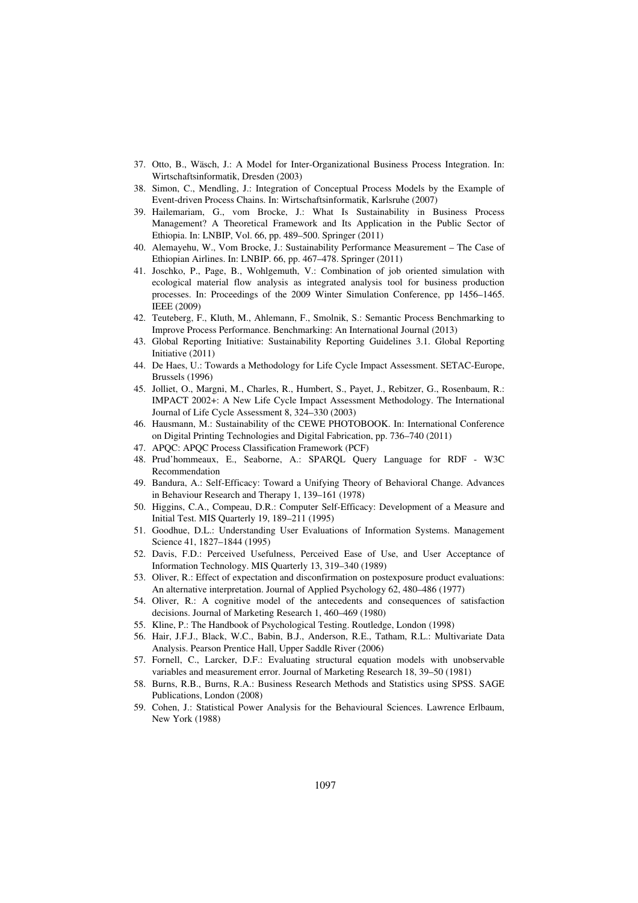37. Otto, B., Wäsch, J.: A Model for Inter-Organizational Business Process Integration. In: Wirtschaftsinformatik, Dresden (2003)
38. Simon, C., Mendling, J.: Integration of Conceptual Process Models by the Example of Event-driven Process Chains. In: Wirtschaftsinformatik, Karlsruhe (2007)
39. Hailemariam, G., vom Brocke, J.: What Is Sustainability in Business Process Management? A Theoretical Framework and Its Application in the Public Sector of Ethiopia. In: LNBIP, Vol. 66, pp. 489–500. Springer (2011)
40. Alemayehu, W., Vom Brocke, J.: Sustainability Performance Measurement – The Case of Ethiopian Airlines. In: LNBIP. 66, pp. 467–478. Springer (2011)
41. Joschko, P., Page, B., Wohlgemuth, V.: Combination of job oriented simulation with ecological material flow analysis as integrated analysis tool for business production processes. In: Proceedings of the 2009 Winter Simulation Conference, pp 1456–1465. IEEE (2009)
42. Teuteberg, F., Kluth, M., Ahlemann, F., Smolnik, S.: Semantic Process Benchmarking to Improve Process Performance. Benchmarking: An International Journal (2013)
43. Global Reporting Initiative: Sustainability Reporting Guidelines 3.1. Global Reporting Initiative (2011)
44. De Haes, U.: Towards a Methodology for Life Cycle Impact Assessment. SETAC-Europe, Brussels (1996)
45. Jolliet, O., Margni, M., Charles, R., Humbert, S., Payet, J., Rebitzer, G., Rosenbaum, R.: IMPACT 2002+: A New Life Cycle Impact Assessment Methodology. The International Journal of Life Cycle Assessment 8, 324–330 (2003)
46. Hausmann, M.: Sustainability of thc CEWE PHOTOBOOK. In: International Conference on Digital Printing Technologies and Digital Fabrication, pp. 736–740 (2011)
47. APQC: APQC Process Classification Framework (PCF)
48. Prud'hommeaux, E., Seaborne, A.: SPARQL Query Language for RDF - W3C Recommendation
49. Bandura, A.: Self-Efficacy: Toward a Unifying Theory of Behavioral Change. Advances in Behaviour Research and Therapy 1, 139–161 (1978)
50. Higgins, C.A., Compeau, D.R.: Computer Self-Efficacy: Development of a Measure and Initial Test. MIS Quarterly 19, 189–211 (1995)
51. Goodhue, D.L.: Understanding User Evaluations of Information Systems. Management Science 41, 1827–1844 (1995)
52. Davis, F.D.: Perceived Usefulness, Perceived Ease of Use, and User Acceptance of Information Technology. MIS Quarterly 13, 319–340 (1989)
53. Oliver, R.: Effect of expectation and disconfirmation on postexposure product evaluations: An alternative interpretation. Journal of Applied Psychology 62, 480–486 (1977)
54. Oliver, R.: A cognitive model of the antecedents and consequences of satisfaction decisions. Journal of Marketing Research 1, 460–469 (1980)
55. Kline, P.: The Handbook of Psychological Testing. Routledge, London (1998)
56. Hair, J.F.J., Black, W.C., Babin, B.J., Anderson, R.E., Tatham, R.L.: Multivariate Data Analysis. Pearson Prentice Hall, Upper Saddle River (2006)
57. Fornell, C., Larcker, D.F.: Evaluating structural equation models with unobservable variables and measurement error. Journal of Marketing Research 18, 39–50 (1981)
58. Burns, R.B., Burns, R.A.: Business Research Methods and Statistics using SPSS. SAGE Publications, London (2008)
59. Cohen, J.: Statistical Power Analysis for the Behavioural Sciences. Lawrence Erlbaum, New York (1988)